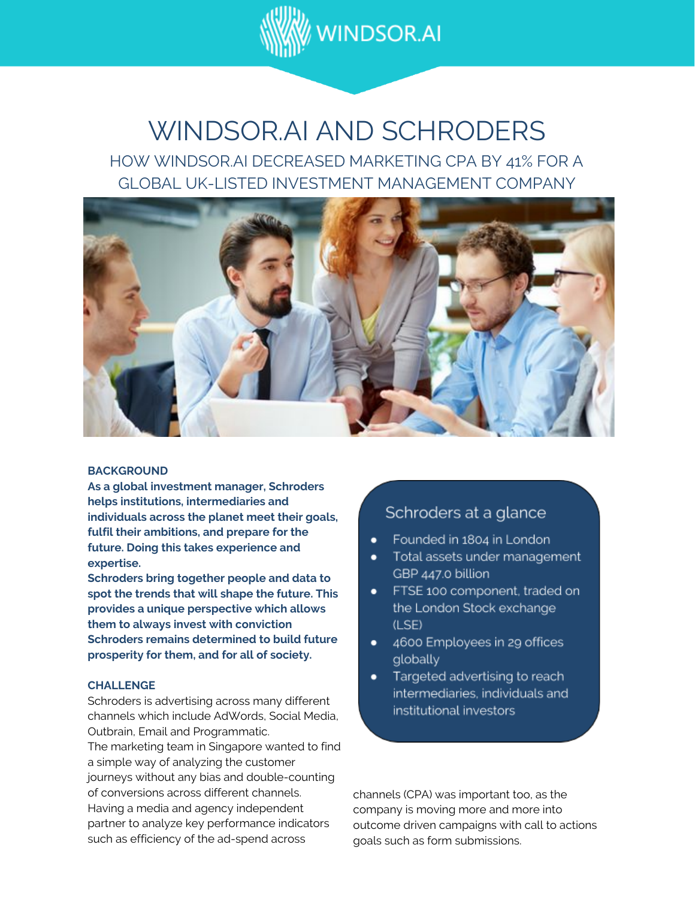WINDSOR.AI

# WINDSOR.AI AND SCHRODERS

## HOW WINDSOR.AI DECREASED MARKETING CPA BY 41% FOR A GLOBAL UK-LISTED INVESTMENT MANAGEMENT COMPANY

### BACKGROUND

**As a global investment manager, Schroders helps institutions, intermediaries and individuals across the planet meet their goals, fulfil their ambitions, and prepare for the future. Doing this takes experience and expertise.**
**Schroders bring together people and data to spot the trends that will shape the future. This provides a unique perspective which allows them to always invest with conviction Schroders remains determined to build future prosperity for them, and for all of society.**

### CHALLENGE

Schroders is advertising across many different channels which include AdWords, Social Media, Outbrain, Email and Programmatic.
The marketing team in Singapore wanted to find a simple way of analyzing the customer journeys without any bias and double-counting of conversions across different channels. Having a media and agency independent partner to analyze key performance indicators such as efficiency of the ad-spend across channels (CPA) was important too, as the company is moving more and more into outcome driven campaigns with call to actions goals such as form submissions.

### Schroders at a glance

- Founded in 1804 in London
- Total assets under management GBP 447.0 billion
- FTSE 100 component, traded on the London Stock exchange (LSE)
- 4600 Employees in 29 offices globally
- Targeted advertising to reach intermediaries, individuals and institutional investors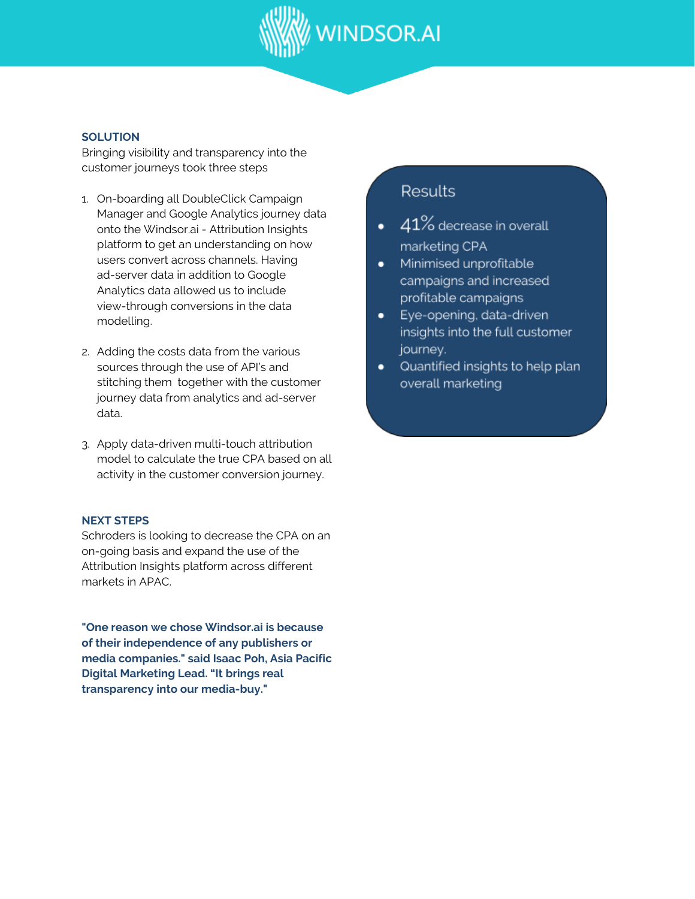## SOLUTION

Bringing visibility and transparency into the customer journeys took three steps

1. On-boarding all DoubleClick Campaign Manager and Google Analytics journey data onto the Windsor.ai - Attribution Insights platform to get an understanding on how users convert across channels. Having ad-server data in addition to Google Analytics data allowed us to include view-through conversions in the data modelling.

2. Adding the costs data from the various sources through the use of API's and stitching them together with the customer journey data from analytics and ad-server data.

3. Apply data-driven multi-touch attribution model to calculate the true CPA based on all activity in the customer conversion journey.

## Results

- 41% decrease in overall marketing CPA
- Minimised unprofitable campaigns and increased profitable campaigns
- Eye-opening, data-driven insights into the full customer journey.
- Quantified insights to help plan overall marketing

## NEXT STEPS

Schroders is looking to decrease the CPA on an on-going basis and expand the use of the Attribution Insights platform across different markets in APAC.

**"One reason we chose Windsor.ai is because of their independence of any publishers or media companies." said Isaac Poh, Asia Pacific Digital Marketing Lead. "It brings real transparency into our media-buy."**